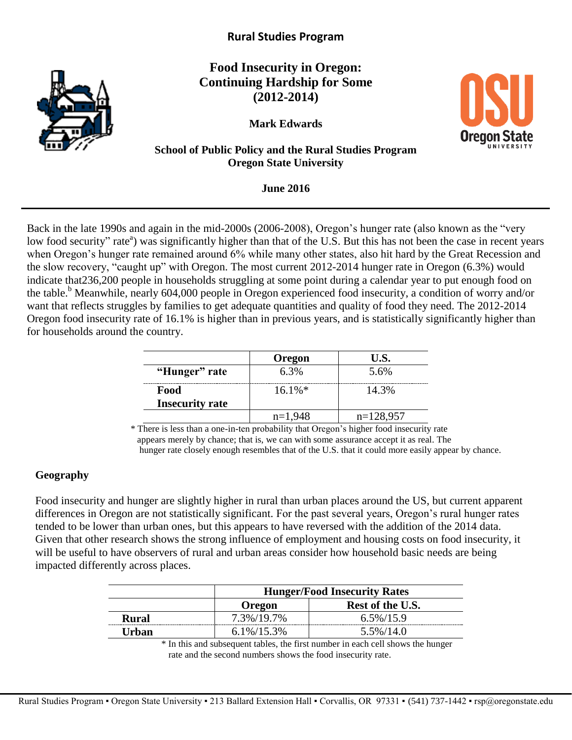**Rural Studies Program**

# Food Insecurity in Oregon: Continuing Hardship for Some (2012-2014)

**Mark Edwards**

**School of Public Policy and the Rural Studies Program**
**Oregon State University**

**June 2016**

---

Back in the late 1990s and again in the mid-2000s (2006-2008), Oregon's hunger rate (also known as the "very low food security" rate[a]) was significantly higher than that of the U.S. But this has not been the case in recent years when Oregon's hunger rate remained around 6% while many other states, also hit hard by the Great Recession and the slow recovery, "caught up" with Oregon. The most current 2012-2014 hunger rate in Oregon (6.3%) would indicate that236,200 people in households struggling at some point during a calendar year to put enough food on the table.[b] Meanwhile, nearly 604,000 people in Oregon experienced food insecurity, a condition of worry and/or want that reflects struggles by families to get adequate quantities and quality of food they need. The 2012-2014 Oregon food insecurity rate of 16.1% is higher than in previous years, and is statistically significantly higher than for households around the country.

| | Oregon | U.S. |
|---|---|---|
| **"Hunger" rate** | 6.3% | 5.6% |
| **Food Insecurity rate** | 16.1%* | 14.3% |
| | n=1,948 | n=128,957 |

\* There is less than a one-in-ten probability that Oregon's higher food insecurity rate appears merely by chance; that is, we can with some assurance accept it as real. The hunger rate closely enough resembles that of the U.S. that it could more easily appear by chance.

## Geography

Food insecurity and hunger are slightly higher in rural than urban places around the US, but current apparent differences in Oregon are not statistically significant. For the past several years, Oregon's rural hunger rates tended to be lower than urban ones, but this appears to have reversed with the addition of the 2014 data. Given that other research shows the strong influence of employment and housing costs on food insecurity, it will be useful to have observers of rural and urban areas consider how household basic needs are being impacted differently across places.

| | **Hunger/Food Insecurity Rates** | |
|---|---|---|
| | **Oregon** | **Rest of the U.S.** |
| **Rural** | 7.3%/19.7% | 6.5%/15.9 |
| **Urban** | 6.1%/15.3% | 5.5%/14.0 |

\* In this and subsequent tables, the first number in each cell shows the hunger rate and the second numbers shows the food insecurity rate.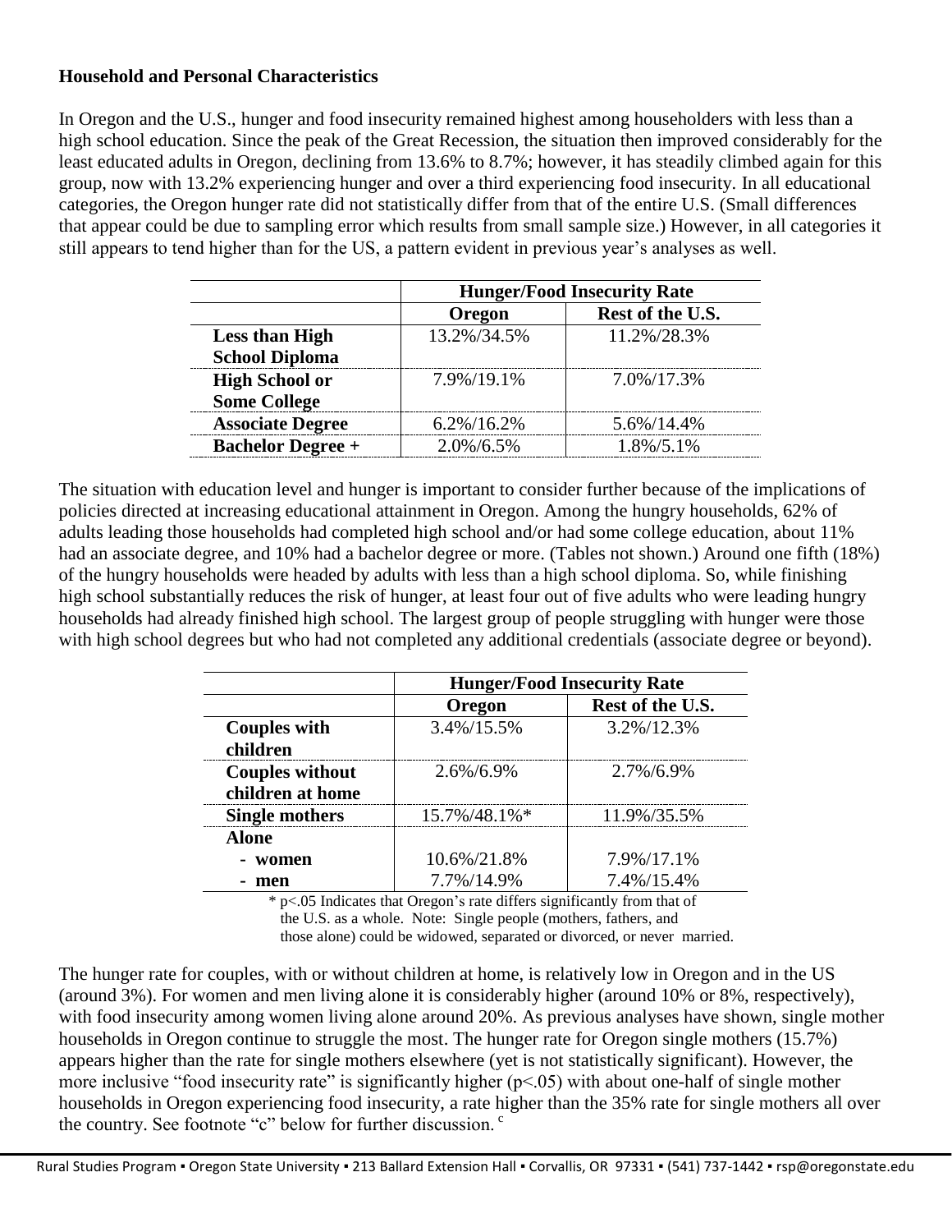**Household and Personal Characteristics**

In Oregon and the U.S., hunger and food insecurity remained highest among householders with less than a high school education. Since the peak of the Great Recession, the situation then improved considerably for the least educated adults in Oregon, declining from 13.6% to 8.7%; however, it has steadily climbed again for this group, now with 13.2% experiencing hunger and over a third experiencing food insecurity. In all educational categories, the Oregon hunger rate did not statistically differ from that of the entire U.S. (Small differences that appear could be due to sampling error which results from small sample size.) However, in all categories it still appears to tend higher than for the US, a pattern evident in previous year's analyses as well.

| | **Hunger/Food Insecurity Rate** | |
|---|---|---|
| | **Oregon** | **Rest of the U.S.** |
| **Less than High School Diploma** | 13.2%/34.5% | 11.2%/28.3% |
| **High School or Some College** | 7.9%/19.1% | 7.0%/17.3% |
| **Associate Degree** | 6.2%/16.2% | 5.6%/14.4% |
| **Bachelor Degree +** | 2.0%/6.5% | 1.8%/5.1% |

The situation with education level and hunger is important to consider further because of the implications of policies directed at increasing educational attainment in Oregon. Among the hungry households, 62% of adults leading those households had completed high school and/or had some college education, about 11% had an associate degree, and 10% had a bachelor degree or more. (Tables not shown.) Around one fifth (18%) of the hungry households were headed by adults with less than a high school diploma. So, while finishing high school substantially reduces the risk of hunger, at least four out of five adults who were leading hungry households had already finished high school. The largest group of people struggling with hunger were those with high school degrees but who had not completed any additional credentials (associate degree or beyond).

| | **Hunger/Food Insecurity Rate** | |
|---|---|---|
| | **Oregon** | **Rest of the U.S.** |
| **Couples with children** | 3.4%/15.5% | 3.2%/12.3% |
| **Couples without children at home** | 2.6%/6.9% | 2.7%/6.9% |
| **Single mothers** | 15.7%/48.1%* | 11.9%/35.5% |
| **Alone** | | |
| **- women** | 10.6%/21.8% | 7.9%/17.1% |
| **- men** | 7.7%/14.9% | 7.4%/15.4% |

* $p<.05$ Indicates that Oregon's rate differs significantly from that of the U.S. as a whole. Note: Single people (mothers, fathers, and those alone) could be widowed, separated or divorced, or never married.

The hunger rate for couples, with or without children at home, is relatively low in Oregon and in the US (around 3%). For women and men living alone it is considerably higher (around 10% or 8%, respectively), with food insecurity among women living alone around 20%. As previous analyses have shown, single mother households in Oregon continue to struggle the most. The hunger rate for Oregon single mothers (15.7%) appears higher than the rate for single mothers elsewhere (yet is not statistically significant). However, the more inclusive "food insecurity rate" is significantly higher ($p<.05$) with about one-half of single mother households in Oregon experiencing food insecurity, a rate higher than the 35% rate for single mothers all over the country. See footnote "c" below for further discussion. [c]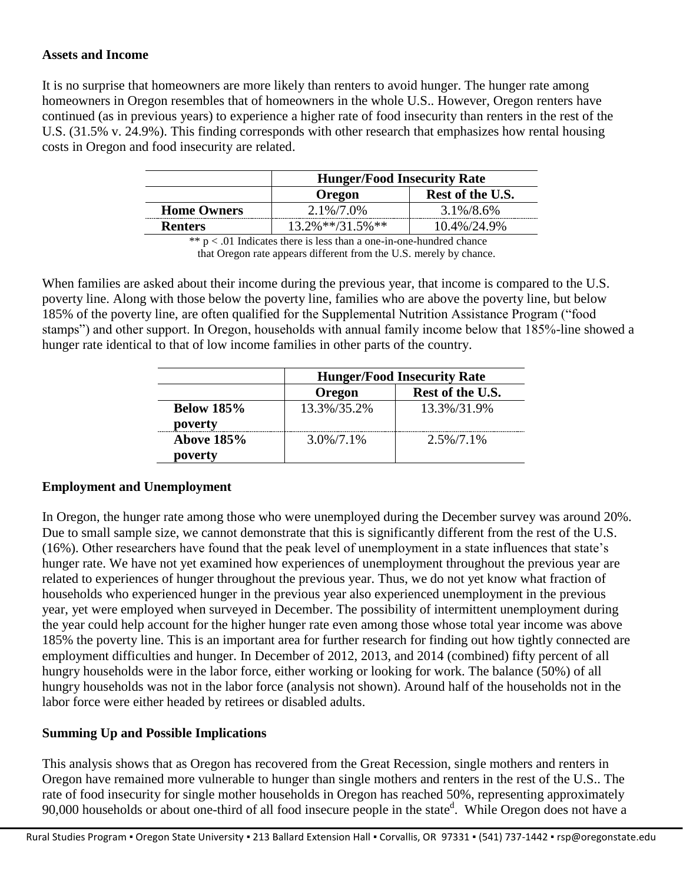**Assets and Income**

It is no surprise that homeowners are more likely than renters to avoid hunger. The hunger rate among homeowners in Oregon resembles that of homeowners in the whole U.S.. However, Oregon renters have continued (as in previous years) to experience a higher rate of food insecurity than renters in the rest of the U.S. (31.5% v. 24.9%). This finding corresponds with other research that emphasizes how rental housing costs in Oregon and food insecurity are related.

| | Hunger/Food Insecurity Rate | |
|---|---|---|
| | **Oregon** | **Rest of the U.S.** |
| **Home Owners** | 2.1%/7.0% | 3.1%/8.6% |
| **Renters** | 13.2%**/31.5%** | 10.4%/24.9% |

** $p < .01$ Indicates there is less than a one-in-one-hundred chance that Oregon rate appears different from the U.S. merely by chance.

When families are asked about their income during the previous year, that income is compared to the U.S. poverty line. Along with those below the poverty line, families who are above the poverty line, but below 185% of the poverty line, are often qualified for the Supplemental Nutrition Assistance Program ("food stamps") and other support. In Oregon, households with annual family income below that 185%-line showed a hunger rate identical to that of low income families in other parts of the country.

| | Hunger/Food Insecurity Rate | |
|---|---|---|
| | **Oregon** | **Rest of the U.S.** |
| **Below 185% poverty** | 13.3%/35.2% | 13.3%/31.9% |
| **Above 185% poverty** | 3.0%/7.1% | 2.5%/7.1% |

**Employment and Unemployment**

In Oregon, the hunger rate among those who were unemployed during the December survey was around 20%. Due to small sample size, we cannot demonstrate that this is significantly different from the rest of the U.S. (16%). Other researchers have found that the peak level of unemployment in a state influences that state's hunger rate. We have not yet examined how experiences of unemployment throughout the previous year are related to experiences of hunger throughout the previous year. Thus, we do not yet know what fraction of households who experienced hunger in the previous year also experienced unemployment in the previous year, yet were employed when surveyed in December. The possibility of intermittent unemployment during the year could help account for the higher hunger rate even among those whose total year income was above 185% the poverty line. This is an important area for further research for finding out how tightly connected are employment difficulties and hunger. In December of 2012, 2013, and 2014 (combined) fifty percent of all hungry households were in the labor force, either working or looking for work. The balance (50%) of all hungry households was not in the labor force (analysis not shown). Around half of the households not in the labor force were either headed by retirees or disabled adults.

**Summing Up and Possible Implications**

This analysis shows that as Oregon has recovered from the Great Recession, single mothers and renters in Oregon have remained more vulnerable to hunger than single mothers and renters in the rest of the U.S.. The rate of food insecurity for single mother households in Oregon has reached 50%, representing approximately 90,000 households or about one-third of all food insecure people in the state[d]. While Oregon does not have a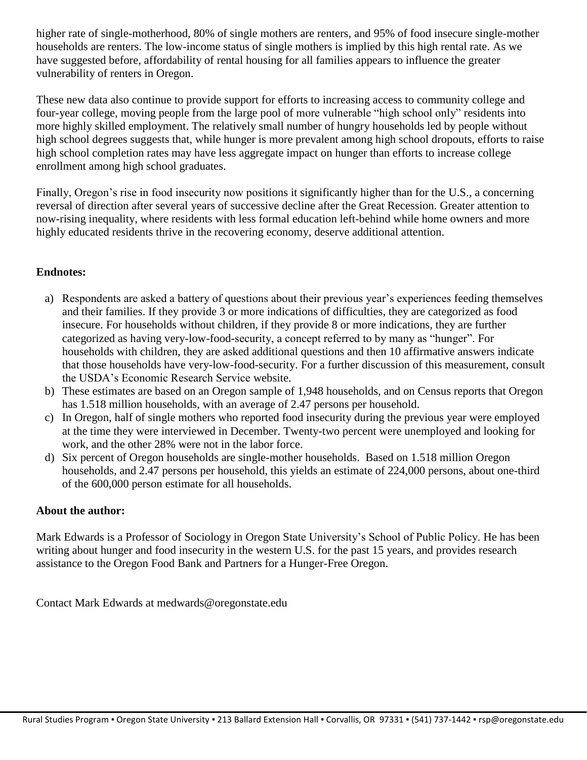higher rate of single-motherhood, 80% of single mothers are renters, and 95% of food insecure single-mother households are renters. The low-income status of single mothers is implied by this high rental rate. As we have suggested before, affordability of rental housing for all families appears to influence the greater vulnerability of renters in Oregon.

These new data also continue to provide support for efforts to increasing access to community college and four-year college, moving people from the large pool of more vulnerable "high school only" residents into more highly skilled employment. The relatively small number of hungry households led by people without high school degrees suggests that, while hunger is more prevalent among high school dropouts, efforts to raise high school completion rates may have less aggregate impact on hunger than efforts to increase college enrollment among high school graduates.

Finally, Oregon's rise in food insecurity now positions it significantly higher than for the U.S., a concerning reversal of direction after several years of successive decline after the Great Recession. Greater attention to now-rising inequality, where residents with less formal education left-behind while home owners and more highly educated residents thrive in the recovering economy, deserve additional attention.

**Endnotes:**

a) Respondents are asked a battery of questions about their previous year's experiences feeding themselves and their families. If they provide 3 or more indications of difficulties, they are categorized as food insecure. For households without children, if they provide 8 or more indications, they are further categorized as having very-low-food-security, a concept referred to by many as "hunger". For households with children, they are asked additional questions and then 10 affirmative answers indicate that those households have very-low-food-security. For a further discussion of this measurement, consult the USDA's Economic Research Service website.

b) These estimates are based on an Oregon sample of 1,948 households, and on Census reports that Oregon has 1.518 million households, with an average of 2.47 persons per household.

c) In Oregon, half of single mothers who reported food insecurity during the previous year were employed at the time they were interviewed in December. Twenty-two percent were unemployed and looking for work, and the other 28% were not in the labor force.

d) Six percent of Oregon households are single-mother households. Based on 1.518 million Oregon households, and 2.47 persons per household, this yields an estimate of 224,000 persons, about one-third of the 600,000 person estimate for all households.

**About the author:**

Mark Edwards is a Professor of Sociology in Oregon State University's School of Public Policy. He has been writing about hunger and food insecurity in the western U.S. for the past 15 years, and provides research assistance to the Oregon Food Bank and Partners for a Hunger-Free Oregon.

Contact Mark Edwards at medwards@oregonstate.edu

Rural Studies Program ▪ Oregon State University ▪ 213 Ballard Extension Hall ▪ Corvallis, OR 97331 ▪ (541) 737-1442 ▪ rsp@oregonstate.edu